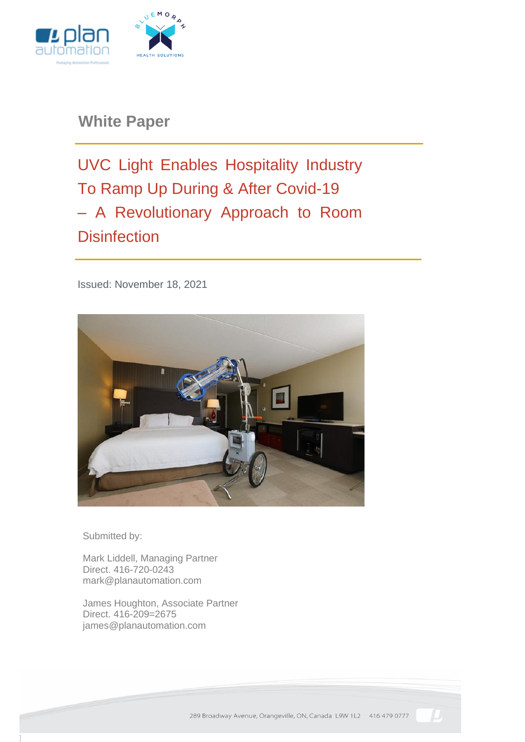White Paper

# UVC Light Enables Hospitality Industry To Ramp Up During & After Covid-19 – A Revolutionary Approach to Room Disinfection

Issued: November 18, 2021

Submitted by:

Mark Liddell, Managing Partner
Direct. 416-720-0243
mark@planautomation.com

James Houghton, Associate Partner
Direct. 416-209=2675
james@planautomation.com

289 Broadway Avenue, Orangeville, ON, Canada L9W 1L2 416 479 0777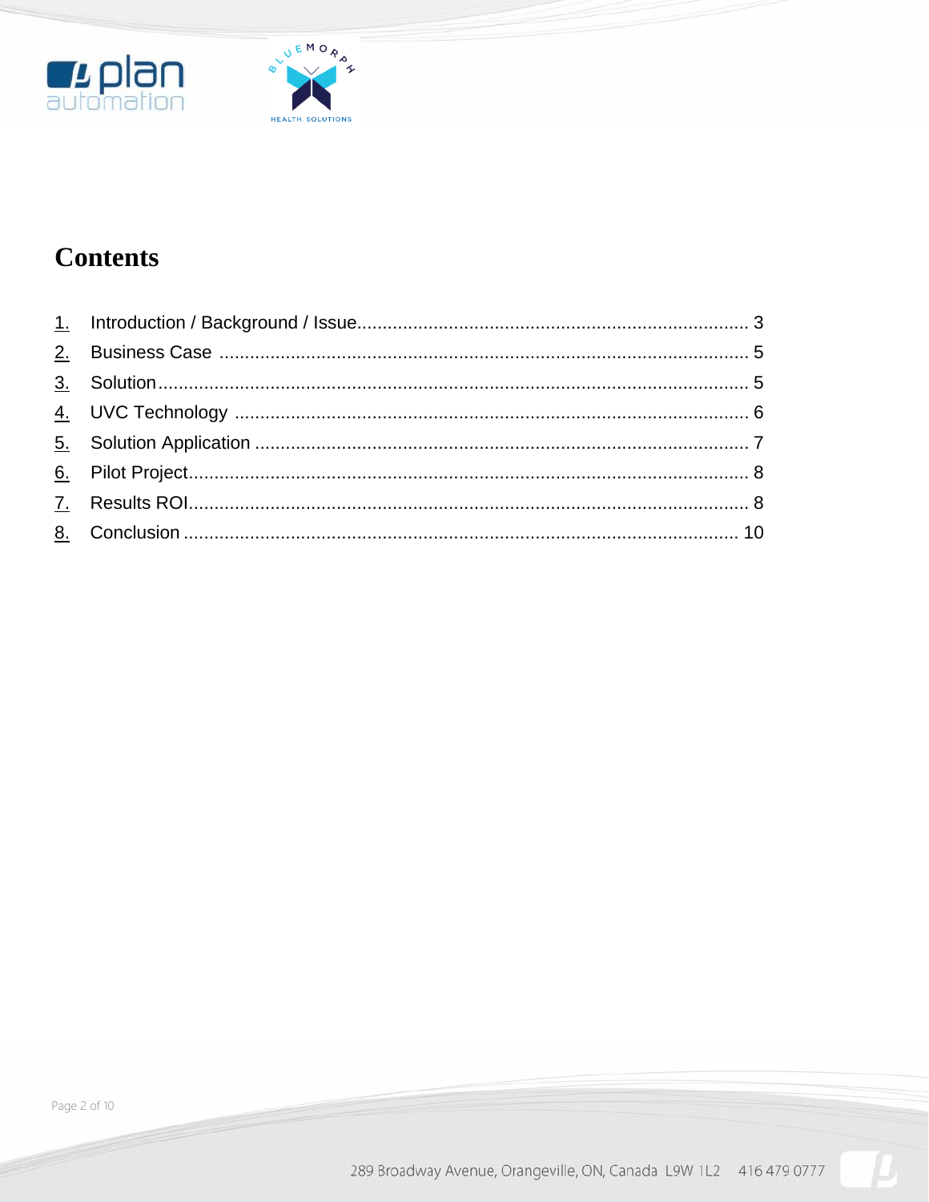# Contents

1. Introduction / Background / Issue ........................................................................ 3
2. Business Case ........................................................................................................ 5
3. Solution .................................................................................................................. 5
4. UVC Technology ..................................................................................................... 6
5. Solution Application ................................................................................................ 7
6. Pilot Project ............................................................................................................ 8
7. Results ROI ............................................................................................................. 8
8. Conclusion ............................................................................................................ 10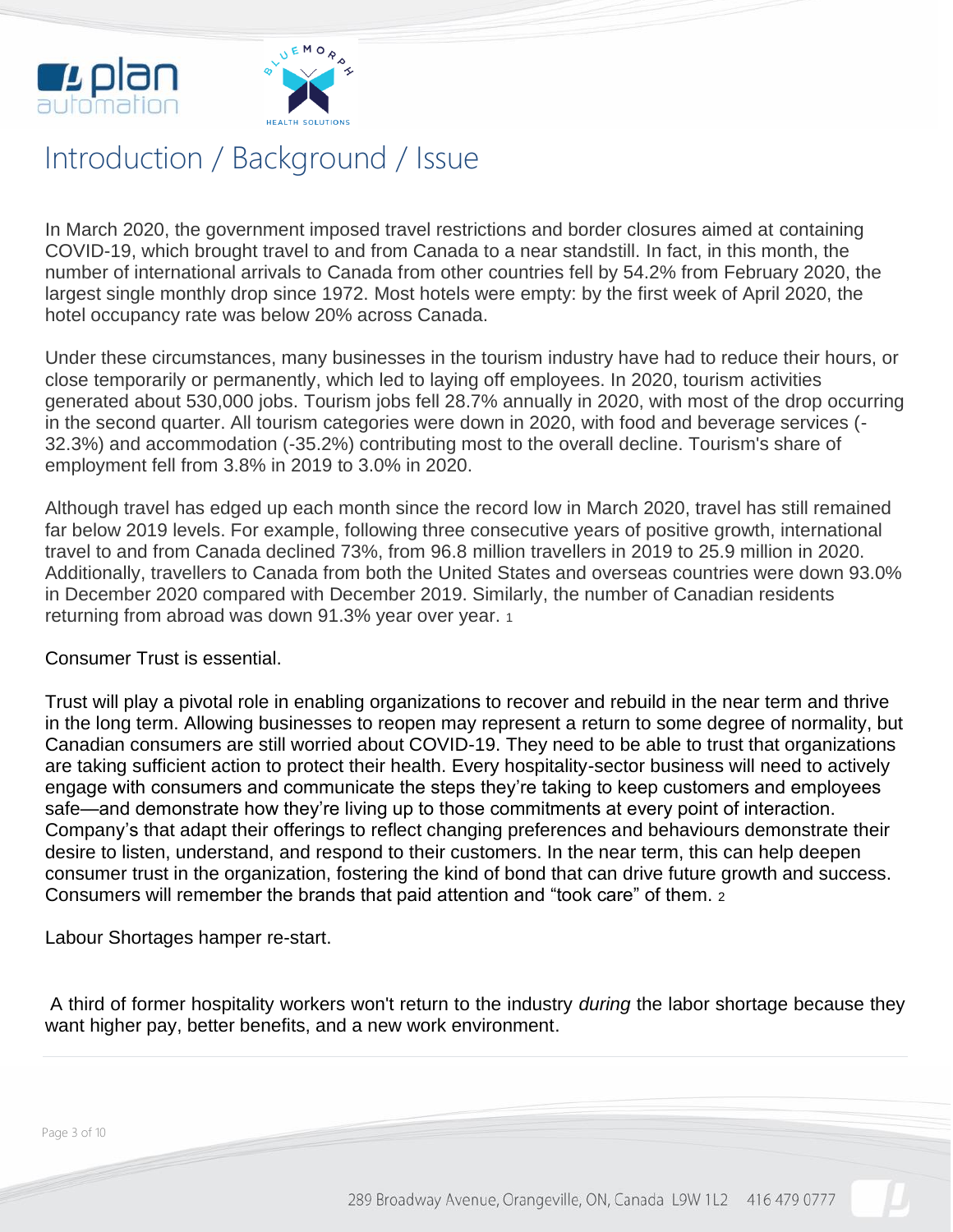# Introduction / Background / Issue

In March 2020, the government imposed travel restrictions and border closures aimed at containing COVID-19, which brought travel to and from Canada to a near standstill. In fact, in this month, the number of international arrivals to Canada from other countries fell by 54.2% from February 2020, the largest single monthly drop since 1972. Most hotels were empty: by the first week of April 2020, the hotel occupancy rate was below 20% across Canada.

Under these circumstances, many businesses in the tourism industry have had to reduce their hours, or close temporarily or permanently, which led to laying off employees. In 2020, tourism activities generated about 530,000 jobs. Tourism jobs fell 28.7% annually in 2020, with most of the drop occurring in the second quarter. All tourism categories were down in 2020, with food and beverage services (-32.3%) and accommodation (-35.2%) contributing most to the overall decline. Tourism's share of employment fell from 3.8% in 2019 to 3.0% in 2020.

Although travel has edged up each month since the record low in March 2020, travel has still remained far below 2019 levels. For example, following three consecutive years of positive growth, international travel to and from Canada declined 73%, from 96.8 million travellers in 2019 to 25.9 million in 2020. Additionally, travellers to Canada from both the United States and overseas countries were down 93.0% in December 2020 compared with December 2019. Similarly, the number of Canadian residents returning from abroad was down 91.3% year over year. [1]

Consumer Trust is essential.

Trust will play a pivotal role in enabling organizations to recover and rebuild in the near term and thrive in the long term. Allowing businesses to reopen may represent a return to some degree of normality, but Canadian consumers are still worried about COVID-19. They need to be able to trust that organizations are taking sufficient action to protect their health. Every hospitality-sector business will need to actively engage with consumers and communicate the steps they're taking to keep customers and employees safe—and demonstrate how they're living up to those commitments at every point of interaction. Company's that adapt their offerings to reflect changing preferences and behaviours demonstrate their desire to listen, understand, and respond to their customers. In the near term, this can help deepen consumer trust in the organization, fostering the kind of bond that can drive future growth and success. Consumers will remember the brands that paid attention and "took care" of them. [2]

Labour Shortages hamper re-start.

A third of former hospitality workers won't return to the industry *during* the labor shortage because they want higher pay, better benefits, and a new work environment.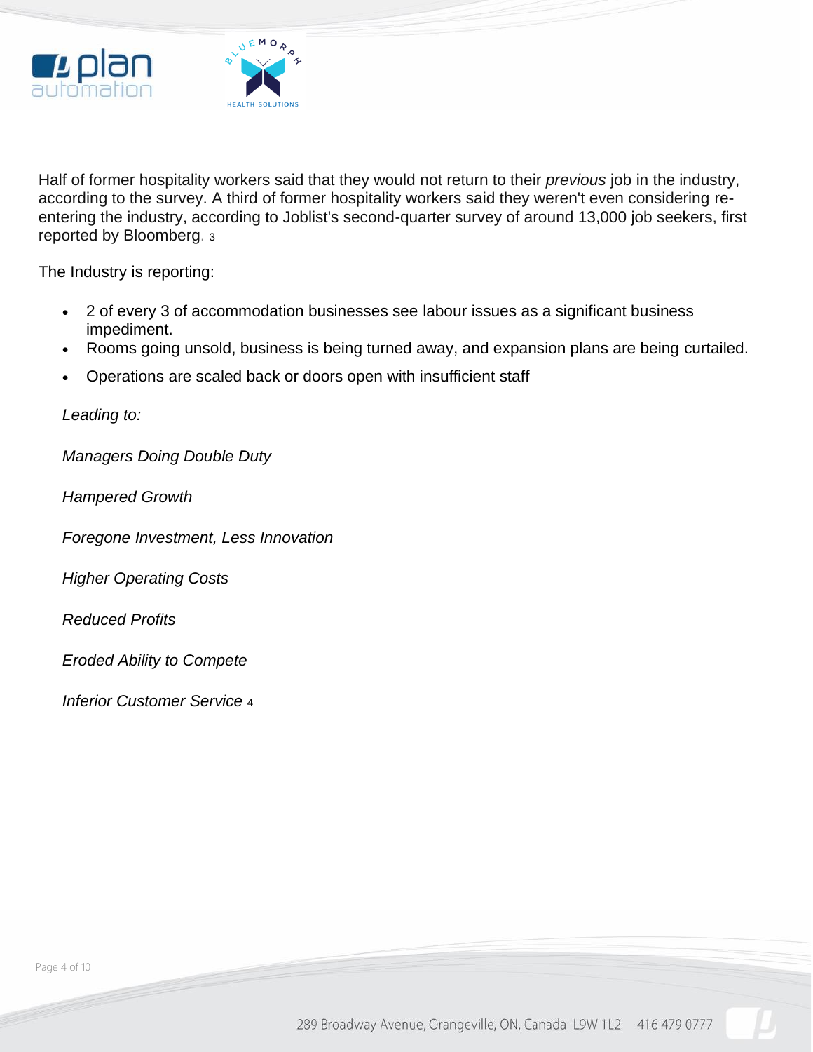Half of former hospitality workers said that they would not return to their *previous* job in the industry, according to the survey. A third of former hospitality workers said they weren't even considering re-entering the industry, according to Joblist's second-quarter survey of around 13,000 job seekers, first reported by Bloomberg. [3]

The Industry is reporting:

- 2 of every 3 of accommodation businesses see labour issues as a significant business impediment.
- Rooms going unsold, business is being turned away, and expansion plans are being curtailed.
- Operations are scaled back or doors open with insufficient staff

*Leading to:*

*Managers Doing Double Duty*

*Hampered Growth*

*Foregone Investment, Less Innovation*

*Higher Operating Costs*

*Reduced Profits*

*Eroded Ability to Compete*

*Inferior Customer Service* [4]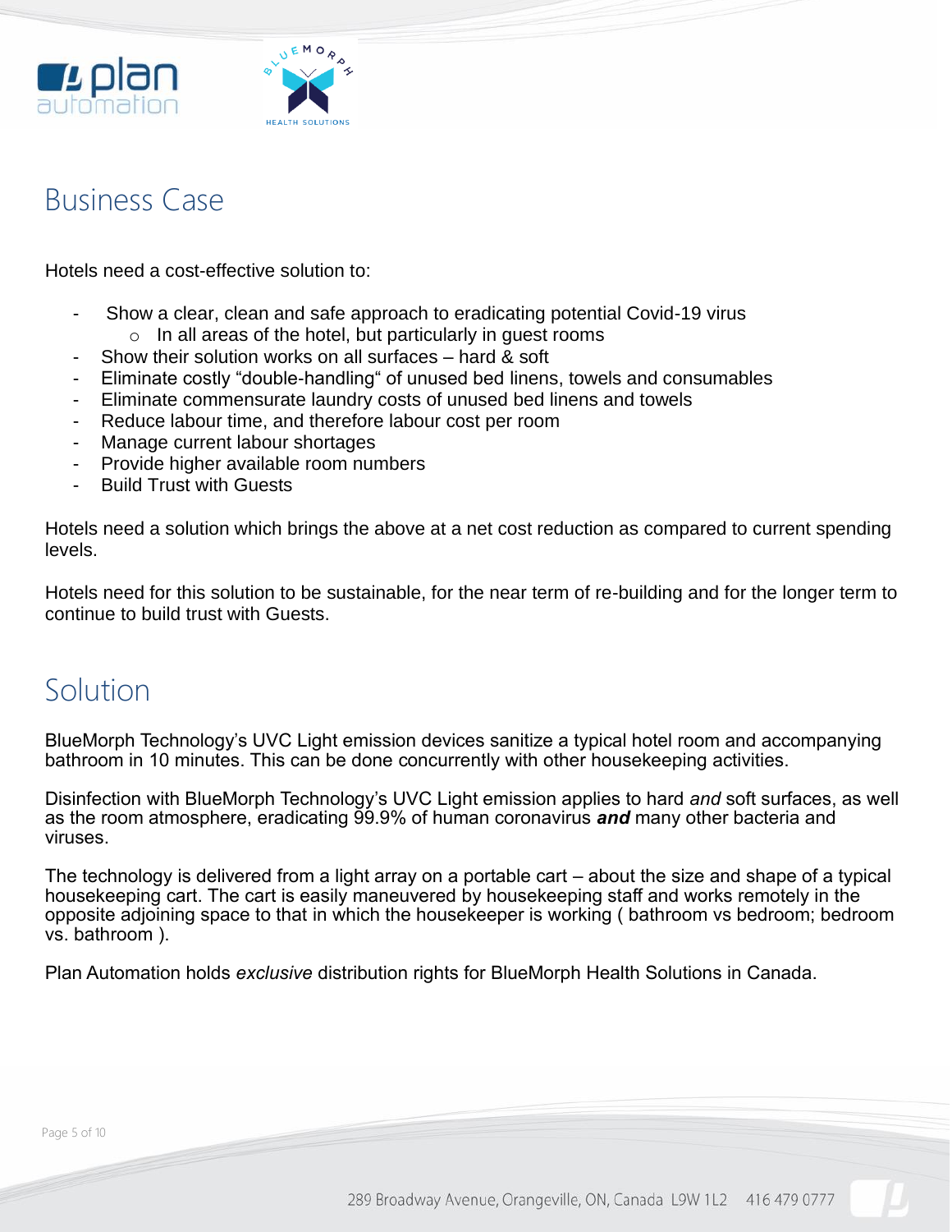## Business Case

Hotels need a cost-effective solution to:

- Show a clear, clean and safe approach to eradicating potential Covid-19 virus
  - In all areas of the hotel, but particularly in guest rooms
- Show their solution works on all surfaces – hard & soft
- Eliminate costly "double-handling" of unused bed linens, towels and consumables
- Eliminate commensurate laundry costs of unused bed linens and towels
- Reduce labour time, and therefore labour cost per room
- Manage current labour shortages
- Provide higher available room numbers
- Build Trust with Guests

Hotels need a solution which brings the above at a net cost reduction as compared to current spending levels.

Hotels need for this solution to be sustainable, for the near term of re-building and for the longer term to continue to build trust with Guests.

## Solution

BlueMorph Technology's UVC Light emission devices sanitize a typical hotel room and accompanying bathroom in 10 minutes. This can be done concurrently with other housekeeping activities.

Disinfection with BlueMorph Technology's UVC Light emission applies to hard *and* soft surfaces, as well as the room atmosphere, eradicating 99.9% of human coronavirus ***and*** many other bacteria and viruses.

The technology is delivered from a light array on a portable cart – about the size and shape of a typical housekeeping cart. The cart is easily maneuvered by housekeeping staff and works remotely in the opposite adjoining space to that in which the housekeeper is working ( bathroom vs bedroom; bedroom vs. bathroom ).

Plan Automation holds *exclusive* distribution rights for BlueMorph Health Solutions in Canada.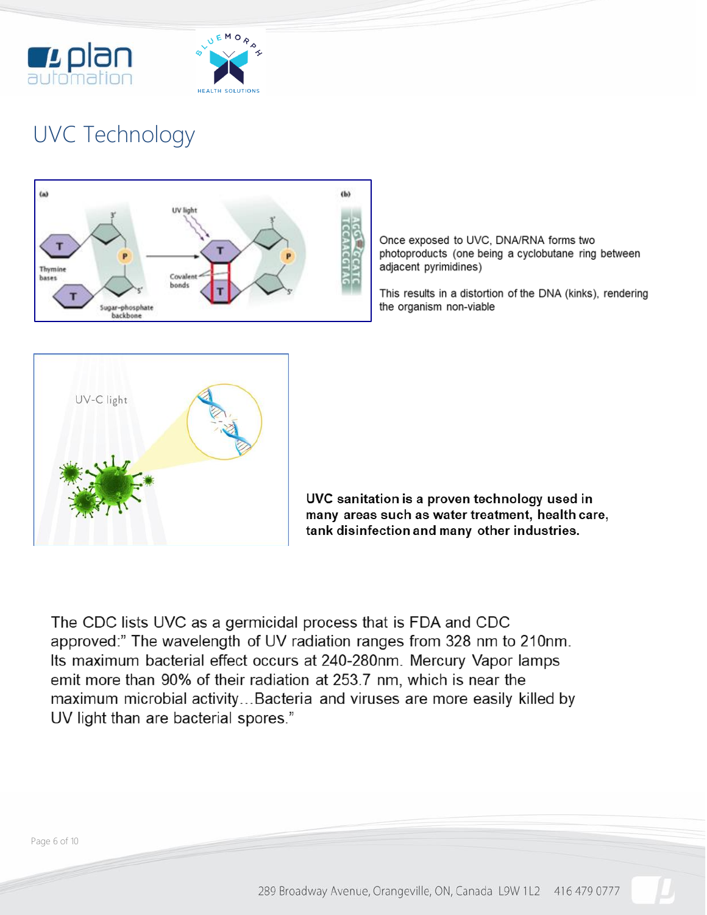# UVC Technology

Once exposed to UVC, DNA/RNA forms two photoproducts (one being a cyclobutane ring between adjacent pyrimidines)

This results in a distortion of the DNA (kinks), rendering the organism non-viable

**UVC sanitation is a proven technology used in many areas such as water treatment, health care, tank disinfection and many other industries.**

The CDC lists UVC as a germicidal process that is FDA and CDC approved:" The wavelength of UV radiation ranges from 328 nm to 210nm. Its maximum bacterial effect occurs at 240-280nm. Mercury Vapor lamps emit more than 90% of their radiation at 253.7 nm, which is near the maximum microbial activity…Bacteria and viruses are more easily killed by UV light than are bacterial spores."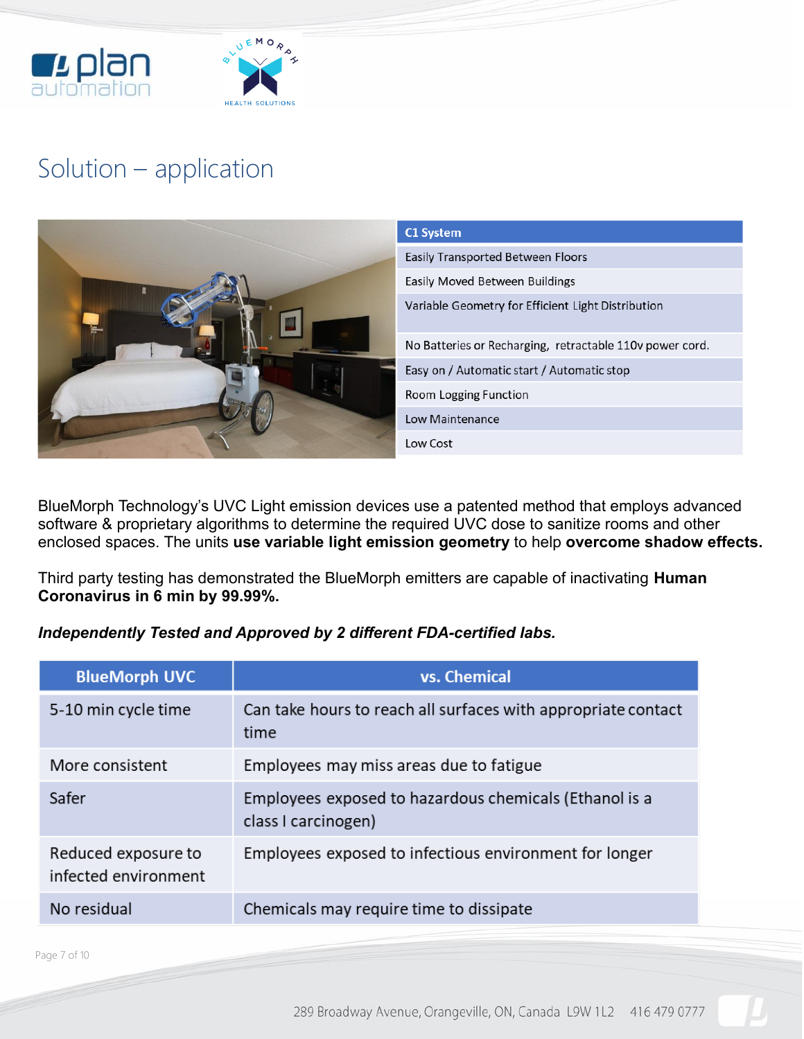## Solution – application

| C1 System |
| --- |
| Easily Transported Between Floors |
| Easily Moved Between Buildings |
| Variable Geometry for Efficient Light Distribution |
| No Batteries or Recharging, retractable 110v power cord. |
| Easy on / Automatic start / Automatic stop |
| Room Logging Function |
| Low Maintenance |
| Low Cost |

BlueMorph Technology's UVC Light emission devices use a patented method that employs advanced software & proprietary algorithms to determine the required UVC dose to sanitize rooms and other enclosed spaces. The units **use variable light emission geometry** to help **overcome shadow effects.**

Third party testing has demonstrated the BlueMorph emitters are capable of inactivating **Human Coronavirus in 6 min by 99.99%.**

***Independently Tested and Approved by 2 different FDA-certified labs.***

| BlueMorph UVC | vs. Chemical |
| --- | --- |
| 5-10 min cycle time | Can take hours to reach all surfaces with appropriate contact time |
| More consistent | Employees may miss areas due to fatigue |
| Safer | Employees exposed to hazardous chemicals (Ethanol is a class I carcinogen) |
| Reduced exposure to infected environment | Employees exposed to infectious environment for longer |
| No residual | Chemicals may require time to dissipate |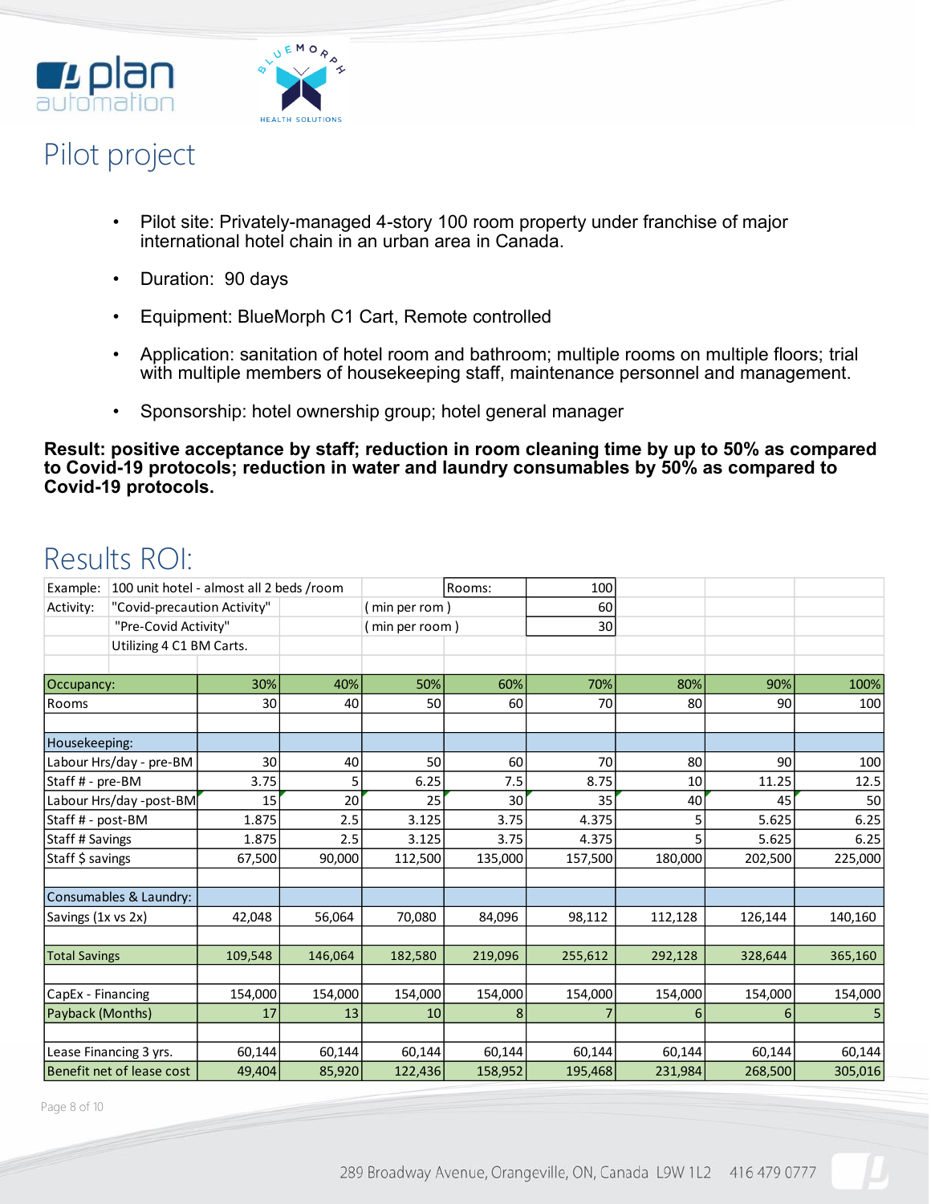## Pilot project

- Pilot site: Privately-managed 4-story 100 room property under franchise of major international hotel chain in an urban area in Canada.
- Duration: 90 days
- Equipment: BlueMorph C1 Cart, Remote controlled
- Application: sanitation of hotel room and bathroom; multiple rooms on multiple floors; trial with multiple members of housekeeping staff, maintenance personnel and management.
- Sponsorship: hotel ownership group; hotel general manager

**Result: positive acceptance by staff; reduction in room cleaning time by up to 50% as compared to Covid-19 protocols; reduction in water and laundry consumables by 50% as compared to Covid-19 protocols.**

## Results ROI:

| | | | | | | | | |
|---|---|---|---|---|---|---|---|---|
| Example: 100 unit hotel - almost all 2 beds /room | | | | Rooms: | 100 | | | |
| Activity: "Covid-precaution Activity" | | | ( min per rom ) | | 60 | | | |
| "Pre-Covid Activity" | | | ( min per room ) | | 30 | | | |
| Utilizing 4 C1 BM Carts. | | | | | | | | |
| | | | | | | | | |
| **Occupancy:** | 30% | 40% | 50% | 60% | 70% | 80% | 90% | 100% |
| Rooms | 30 | 40 | 50 | 60 | 70 | 80 | 90 | 100 |
| | | | | | | | | |
| **Housekeeping:** | | | | | | | | |
| Labour Hrs/day - pre-BM | 30 | 40 | 50 | 60 | 70 | 80 | 90 | 100 |
| Staff # - pre-BM | 3.75 | 5 | 6.25 | 7.5 | 8.75 | 10 | 11.25 | 12.5 |
| Labour Hrs/day -post-BM | 15 | 20 | 25 | 30 | 35 | 40 | 45 | 50 |
| Staff # - post-BM | 1.875 | 2.5 | 3.125 | 3.75 | 4.375 | 5 | 5.625 | 6.25 |
| Staff # Savings | 1.875 | 2.5 | 3.125 | 3.75 | 4.375 | 5 | 5.625 | 6.25 |
| Staff $ savings | 67,500 | 90,000 | 112,500 | 135,000 | 157,500 | 180,000 | 202,500 | 225,000 |
| | | | | | | | | |
| **Consumables & Laundry:** | | | | | | | | |
| Savings (1x vs 2x) | 42,048 | 56,064 | 70,080 | 84,096 | 98,112 | 112,128 | 126,144 | 140,160 |
| | | | | | | | | |
| **Total Savings** | 109,548 | 146,064 | 182,580 | 219,096 | 255,612 | 292,128 | 328,644 | 365,160 |
| | | | | | | | | |
| CapEx - Financing | 154,000 | 154,000 | 154,000 | 154,000 | 154,000 | 154,000 | 154,000 | 154,000 |
| **Payback (Months)** | 17 | 13 | 10 | 8 | 7 | 6 | 6 | 5 |
| | | | | | | | | |
| Lease Financing 3 yrs. | 60,144 | 60,144 | 60,144 | 60,144 | 60,144 | 60,144 | 60,144 | 60,144 |
| **Benefit net of lease cost** | 49,404 | 85,920 | 122,436 | 158,952 | 195,468 | 231,984 | 268,500 | 305,016 |

289 Broadway Avenue, Orangeville, ON, Canada L9W 1L2 416 479 0777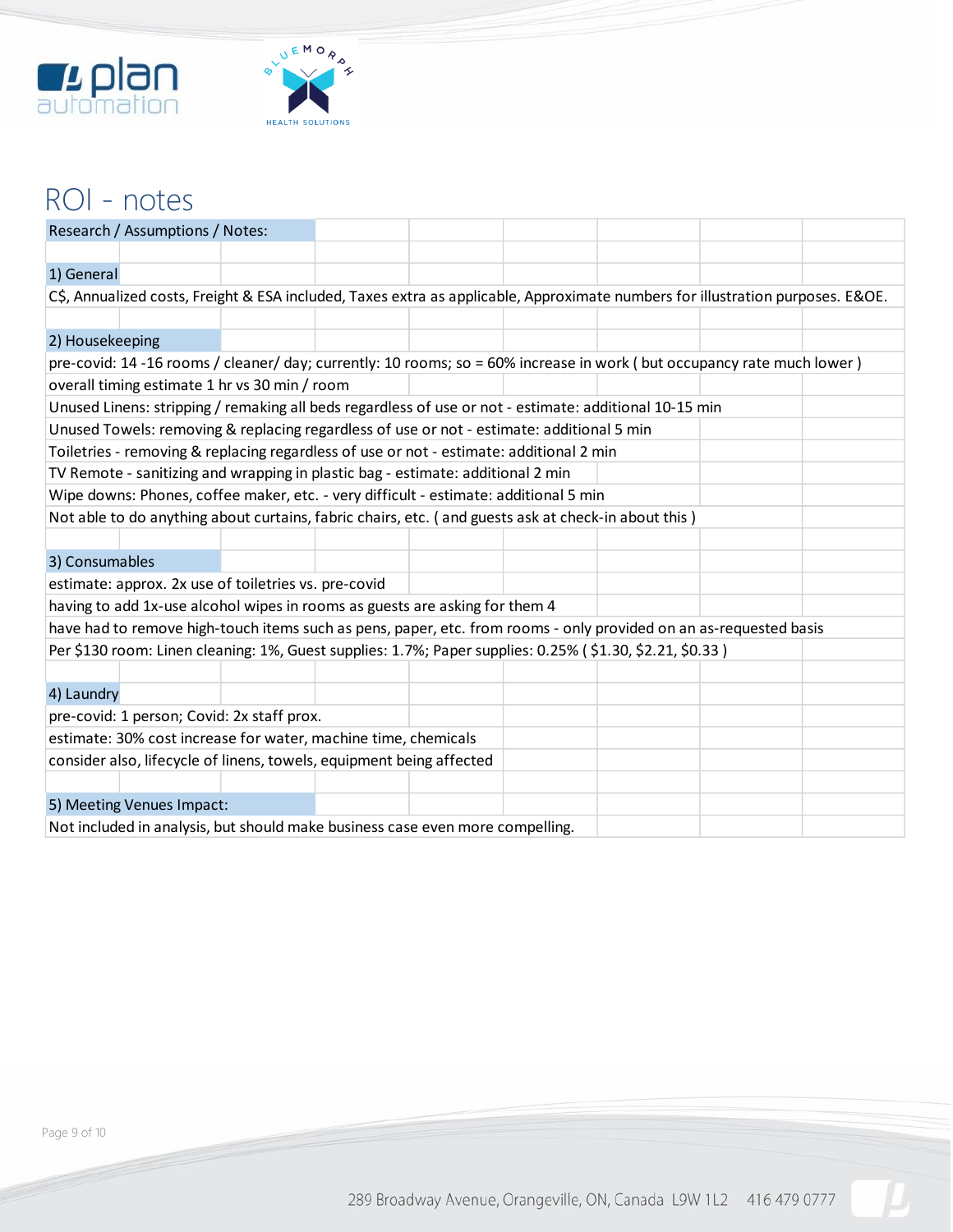# ROI - notes

**Research / Assumptions / Notes:**

**1) General**

C$, Annualized costs, Freight & ESA included, Taxes extra as applicable, Approximate numbers for illustration purposes. E&OE.

**2) Housekeeping**

pre-covid: 14 -16 rooms / cleaner/ day; currently: 10 rooms; so = 60% increase in work ( but occupancy rate much lower )

overall timing estimate 1 hr vs 30 min / room

Unused Linens: stripping / remaking all beds regardless of use or not - estimate: additional 10-15 min

Unused Towels: removing & replacing regardless of use or not - estimate: additional 5 min

Toiletries - removing & replacing regardless of use or not - estimate: additional 2 min

TV Remote - sanitizing and wrapping in plastic bag - estimate: additional 2 min

Wipe downs: Phones, coffee maker, etc. - very difficult - estimate: additional 5 min

Not able to do anything about curtains, fabric chairs, etc. ( and guests ask at check-in about this )

**3) Consumables**

estimate: approx. 2x use of toiletries vs. pre-covid

having to add 1x-use alcohol wipes in rooms as guests are asking for them 4

have had to remove high-touch items such as pens, paper, etc. from rooms - only provided on an as-requested basis

Per $130 room: Linen cleaning: 1%, Guest supplies: 1.7%; Paper supplies: 0.25% ( $1.30, $2.21, $0.33 )

**4) Laundry**

pre-covid: 1 person; Covid: 2x staff prox.

estimate: 30% cost increase for water, machine time, chemicals

consider also, lifecycle of linens, towels, equipment being affected

**5) Meeting Venues Impact:**

Not included in analysis, but should make business case even more compelling.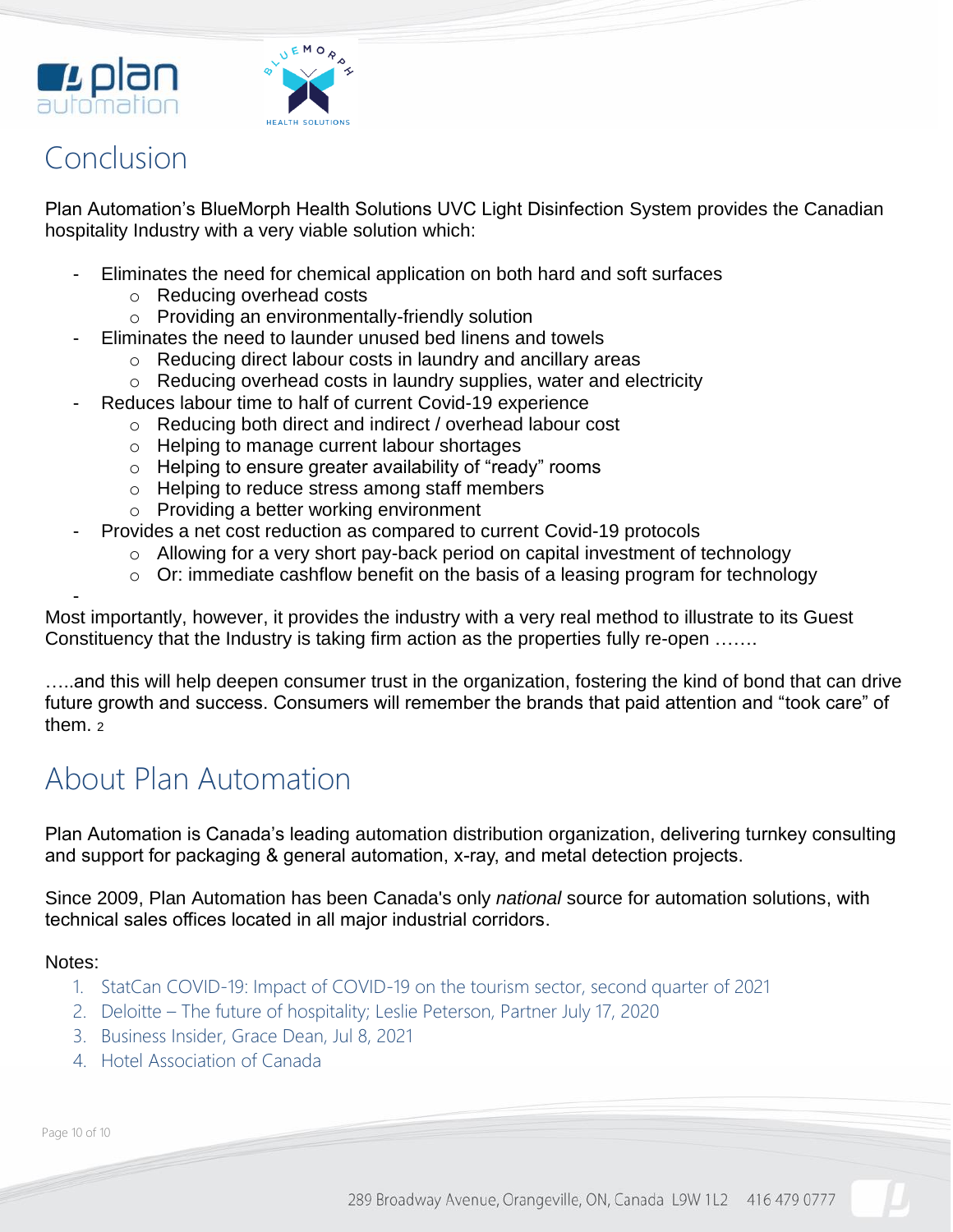# Conclusion

Plan Automation's BlueMorph Health Solutions UVC Light Disinfection System provides the Canadian hospitality Industry with a very viable solution which:

- Eliminates the need for chemical application on both hard and soft surfaces
  - Reducing overhead costs
  - Providing an environmentally-friendly solution
- Eliminates the need to launder unused bed linens and towels
  - Reducing direct labour costs in laundry and ancillary areas
  - Reducing overhead costs in laundry supplies, water and electricity
- Reduces labour time to half of current Covid-19 experience
  - Reducing both direct and indirect / overhead labour cost
  - Helping to manage current labour shortages
  - Helping to ensure greater availability of "ready" rooms
  - Helping to reduce stress among staff members
  - Providing a better working environment
- Provides a net cost reduction as compared to current Covid-19 protocols
  - Allowing for a very short pay-back period on capital investment of technology
  - Or: immediate cashflow benefit on the basis of a leasing program for technology

Most importantly, however, it provides the industry with a very real method to illustrate to its Guest Constituency that the Industry is taking firm action as the properties fully re-open …….

…..and this will help deepen consumer trust in the organization, fostering the kind of bond that can drive future growth and success. Consumers will remember the brands that paid attention and "took care" of them. [2]

# About Plan Automation

Plan Automation is Canada's leading automation distribution organization, delivering turnkey consulting and support for packaging & general automation, x-ray, and metal detection projects.

Since 2009, Plan Automation has been Canada's only *national* source for automation solutions, with technical sales offices located in all major industrial corridors.

Notes:

1. StatCan COVID-19: Impact of COVID-19 on the tourism sector, second quarter of 2021
2. Deloitte – The future of hospitality; Leslie Peterson, Partner July 17, 2020
3. Business Insider, Grace Dean, Jul 8, 2021
4. Hotel Association of Canada

289 Broadway Avenue, Orangeville, ON, Canada L9W 1L2 416 479 0777